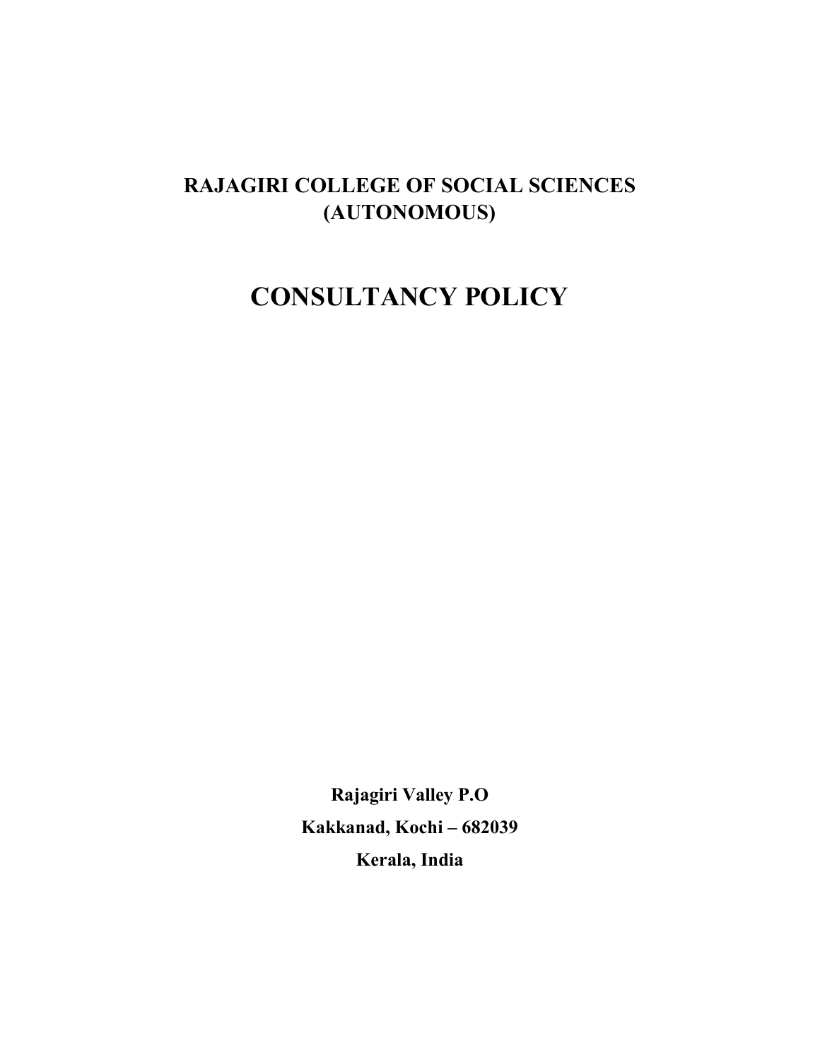# RAJAGIRI COLLEGE OF SOCIAL SCIENCES (AUTONOMOUS)

# CONSULTANCY POLICY

**Rajagiri Valley P.O**

**Kakkanad, Kochi – 682039**

**Kerala, India**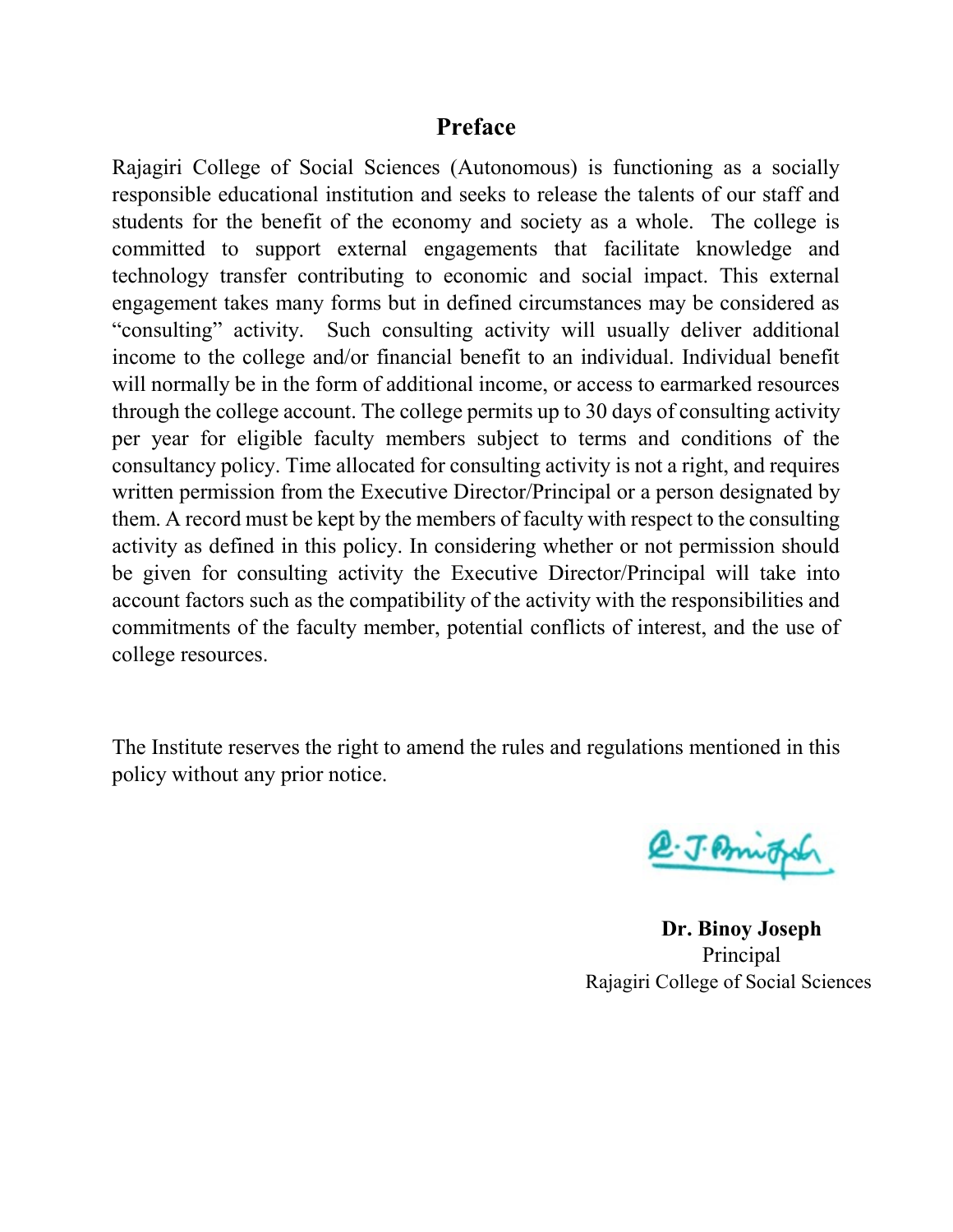# Preface

Rajagiri College of Social Sciences (Autonomous) is functioning as a socially responsible educational institution and seeks to release the talents of our staff and students for the benefit of the economy and society as a whole. The college is committed to support external engagements that facilitate knowledge and technology transfer contributing to economic and social impact. This external engagement takes many forms but in defined circumstances may be considered as "consulting" activity. Such consulting activity will usually deliver additional income to the college and/or financial benefit to an individual. Individual benefit will normally be in the form of additional income, or access to earmarked resources through the college account. The college permits up to 30 days of consulting activity per year for eligible faculty members subject to terms and conditions of the consultancy policy. Time allocated for consulting activity is not a right, and requires written permission from the Executive Director/Principal or a person designated by them. A record must be kept by the members of faculty with respect to the consulting activity as defined in this policy. In considering whether or not permission should be given for consulting activity the Executive Director/Principal will take into account factors such as the compatibility of the activity with the responsibilities and commitments of the faculty member, potential conflicts of interest, and the use of college resources.

The Institute reserves the right to amend the rules and regulations mentioned in this policy without any prior notice.

**Dr. Binoy Joseph**
Principal
Rajagiri College of Social Sciences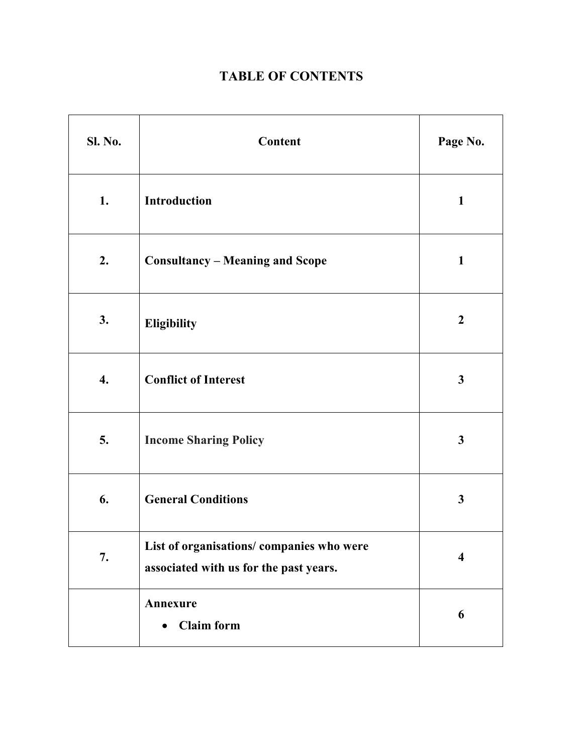# TABLE OF CONTENTS

| Sl. No. | Content | Page No. |
|---|---|---|
| 1. | **Introduction** | 1 |
| 2. | **Consultancy – Meaning and Scope** | 1 |
| 3. | **Eligibility** | 2 |
| 4. | **Conflict of Interest** | 3 |
| 5. | **Income Sharing Policy** | 3 |
| 6. | **General Conditions** | 3 |
| 7. | **List of organisations/ companies who were associated with us for the past years.** | 4 |
| | **Annexure** <br> • **Claim form** | 6 |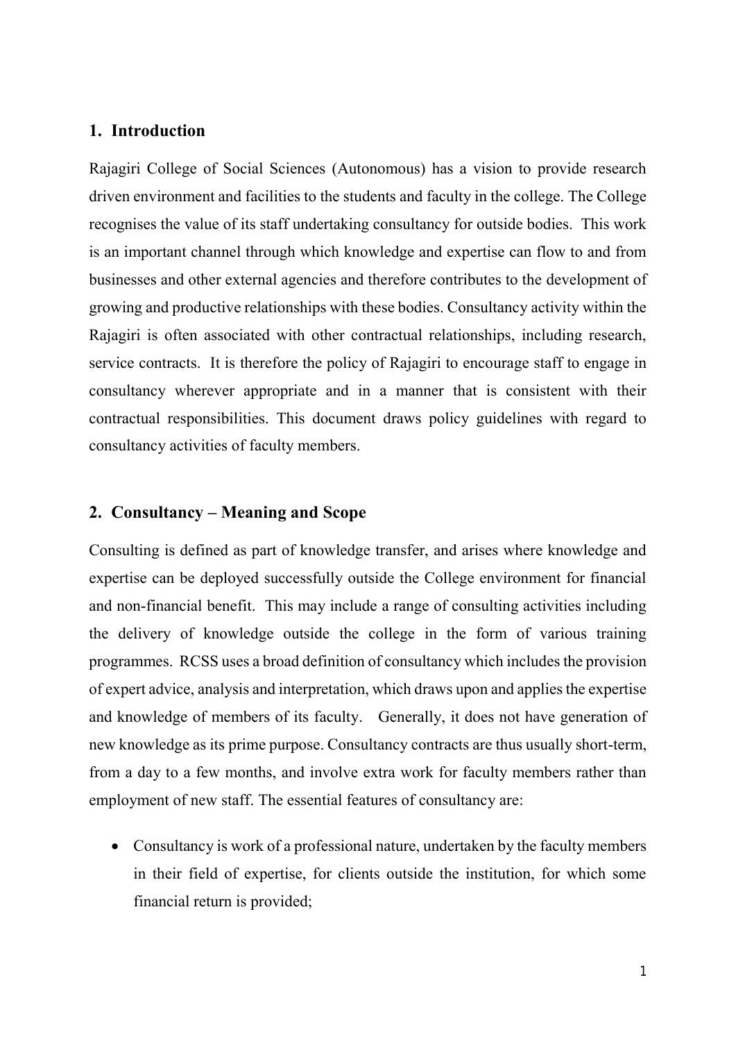## 1. Introduction

Rajagiri College of Social Sciences (Autonomous) has a vision to provide research driven environment and facilities to the students and faculty in the college. The College recognises the value of its staff undertaking consultancy for outside bodies. This work is an important channel through which knowledge and expertise can flow to and from businesses and other external agencies and therefore contributes to the development of growing and productive relationships with these bodies. Consultancy activity within the Rajagiri is often associated with other contractual relationships, including research, service contracts. It is therefore the policy of Rajagiri to encourage staff to engage in consultancy wherever appropriate and in a manner that is consistent with their contractual responsibilities. This document draws policy guidelines with regard to consultancy activities of faculty members.

## 2. Consultancy – Meaning and Scope

Consulting is defined as part of knowledge transfer, and arises where knowledge and expertise can be deployed successfully outside the College environment for financial and non-financial benefit. This may include a range of consulting activities including the delivery of knowledge outside the college in the form of various training programmes. RCSS uses a broad definition of consultancy which includes the provision of expert advice, analysis and interpretation, which draws upon and applies the expertise and knowledge of members of its faculty. Generally, it does not have generation of new knowledge as its prime purpose. Consultancy contracts are thus usually short-term, from a day to a few months, and involve extra work for faculty members rather than employment of new staff. The essential features of consultancy are:

- Consultancy is work of a professional nature, undertaken by the faculty members in their field of expertise, for clients outside the institution, for which some financial return is provided;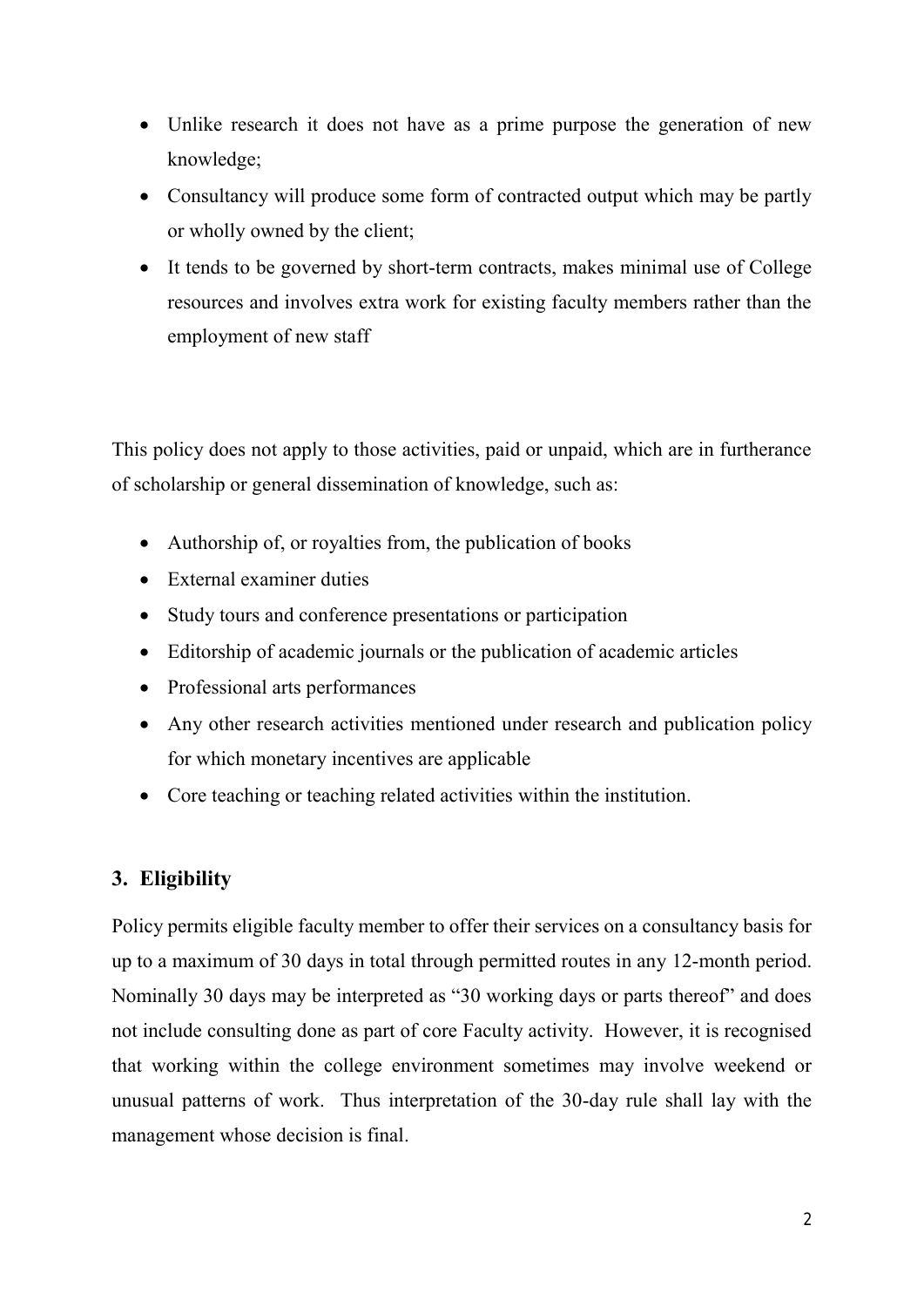- Unlike research it does not have as a prime purpose the generation of new knowledge;
- Consultancy will produce some form of contracted output which may be partly or wholly owned by the client;
- It tends to be governed by short-term contracts, makes minimal use of College resources and involves extra work for existing faculty members rather than the employment of new staff

This policy does not apply to those activities, paid or unpaid, which are in furtherance of scholarship or general dissemination of knowledge, such as:

- Authorship of, or royalties from, the publication of books
- External examiner duties
- Study tours and conference presentations or participation
- Editorship of academic journals or the publication of academic articles
- Professional arts performances
- Any other research activities mentioned under research and publication policy for which monetary incentives are applicable
- Core teaching or teaching related activities within the institution.

## 3. Eligibility

Policy permits eligible faculty member to offer their services on a consultancy basis for up to a maximum of 30 days in total through permitted routes in any 12-month period. Nominally 30 days may be interpreted as "30 working days or parts thereof" and does not include consulting done as part of core Faculty activity. However, it is recognised that working within the college environment sometimes may involve weekend or unusual patterns of work. Thus interpretation of the 30-day rule shall lay with the management whose decision is final.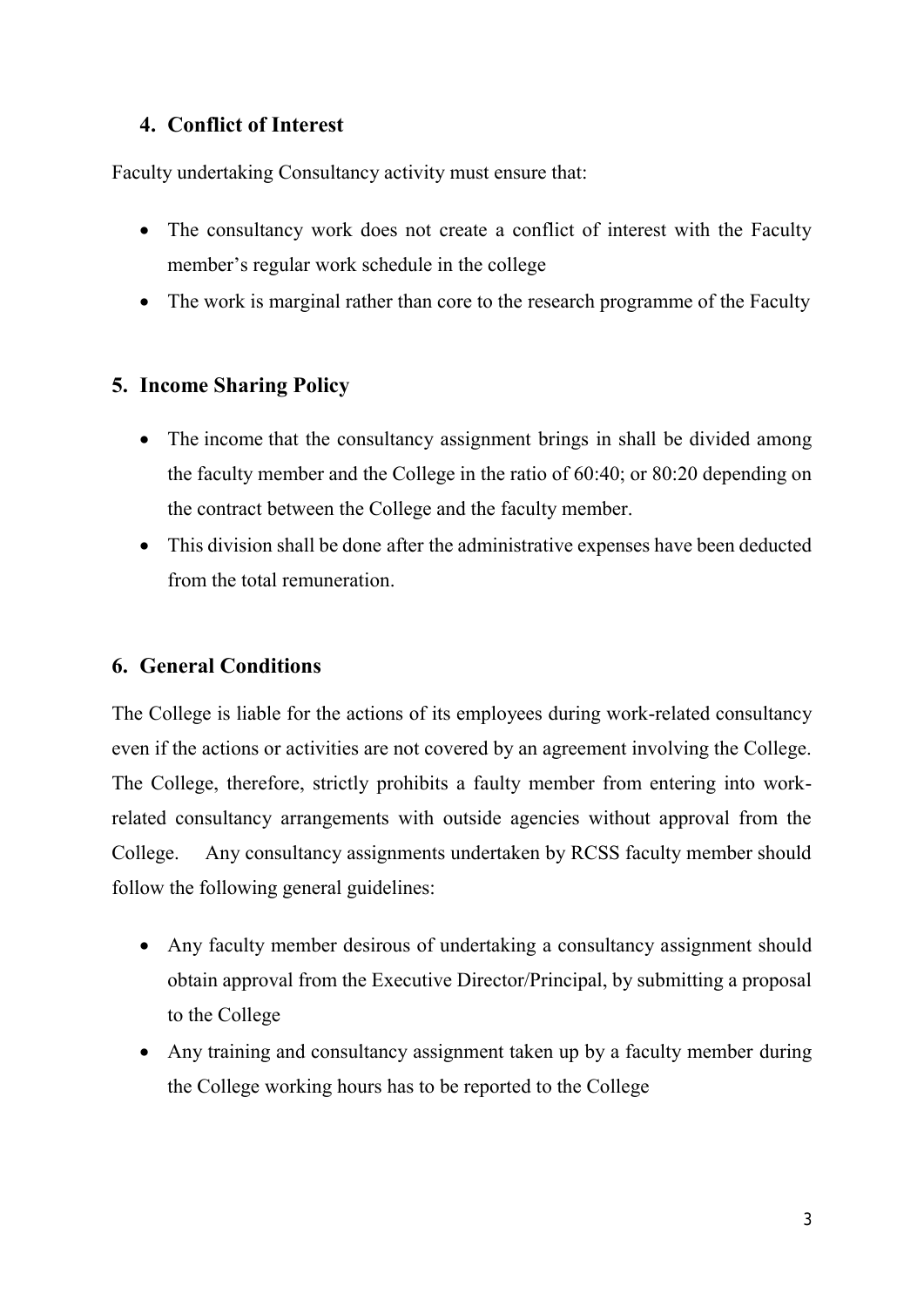## 4. Conflict of Interest

Faculty undertaking Consultancy activity must ensure that:

- The consultancy work does not create a conflict of interest with the Faculty member's regular work schedule in the college
- The work is marginal rather than core to the research programme of the Faculty

## 5. Income Sharing Policy

- The income that the consultancy assignment brings in shall be divided among the faculty member and the College in the ratio of 60:40; or 80:20 depending on the contract between the College and the faculty member.
- This division shall be done after the administrative expenses have been deducted from the total remuneration.

## 6. General Conditions

The College is liable for the actions of its employees during work-related consultancy even if the actions or activities are not covered by an agreement involving the College. The College, therefore, strictly prohibits a faulty member from entering into work-related consultancy arrangements with outside agencies without approval from the College. Any consultancy assignments undertaken by RCSS faculty member should follow the following general guidelines:

- Any faculty member desirous of undertaking a consultancy assignment should obtain approval from the Executive Director/Principal, by submitting a proposal to the College
- Any training and consultancy assignment taken up by a faculty member during the College working hours has to be reported to the College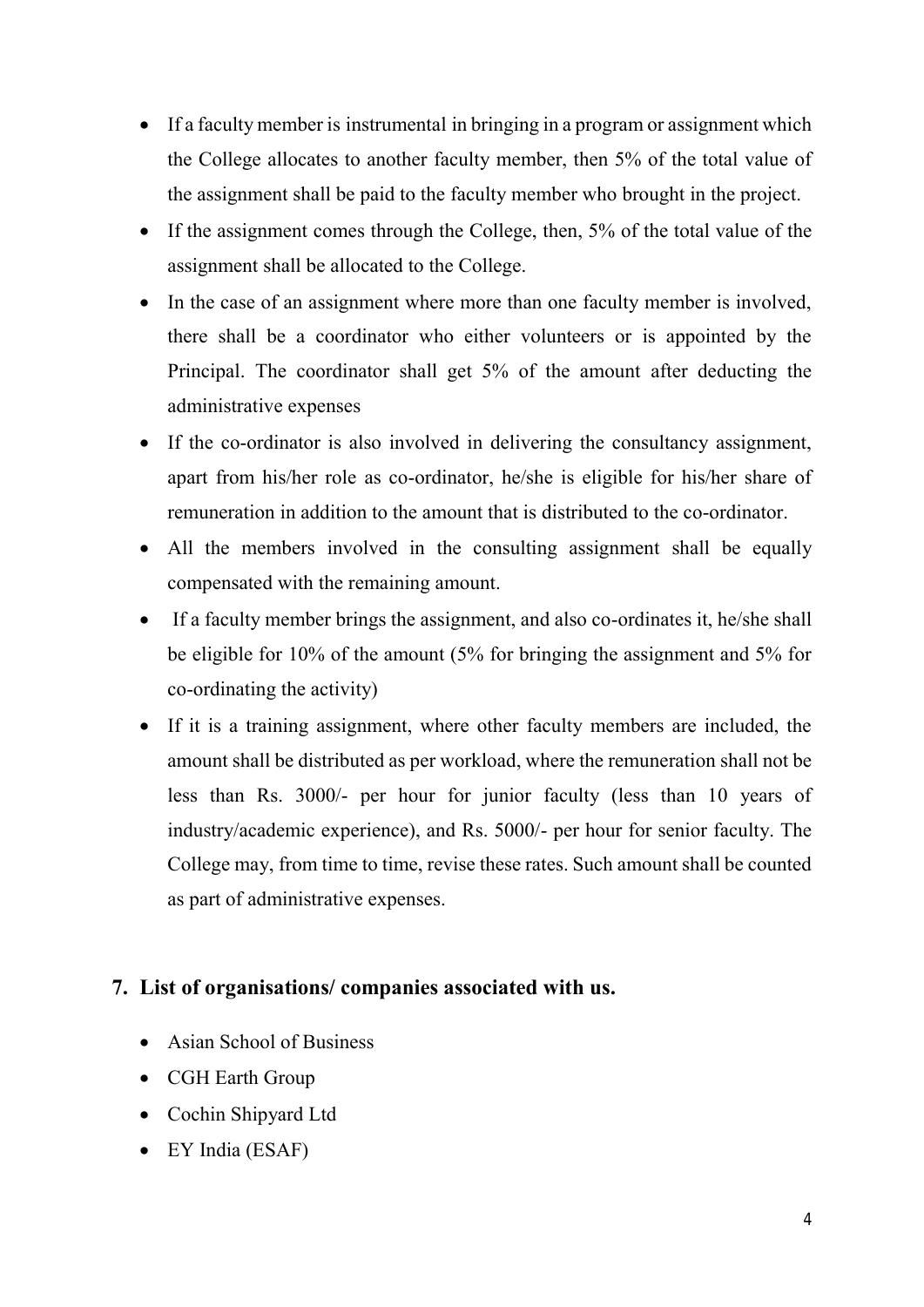- If a faculty member is instrumental in bringing in a program or assignment which the College allocates to another faculty member, then 5% of the total value of the assignment shall be paid to the faculty member who brought in the project.
- If the assignment comes through the College, then, 5% of the total value of the assignment shall be allocated to the College.
- In the case of an assignment where more than one faculty member is involved, there shall be a coordinator who either volunteers or is appointed by the Principal. The coordinator shall get 5% of the amount after deducting the administrative expenses
- If the co-ordinator is also involved in delivering the consultancy assignment, apart from his/her role as co-ordinator, he/she is eligible for his/her share of remuneration in addition to the amount that is distributed to the co-ordinator.
- All the members involved in the consulting assignment shall be equally compensated with the remaining amount.
- If a faculty member brings the assignment, and also co-ordinates it, he/she shall be eligible for 10% of the amount (5% for bringing the assignment and 5% for co-ordinating the activity)
- If it is a training assignment, where other faculty members are included, the amount shall be distributed as per workload, where the remuneration shall not be less than Rs. 3000/- per hour for junior faculty (less than 10 years of industry/academic experience), and Rs. 5000/- per hour for senior faculty. The College may, from time to time, revise these rates. Such amount shall be counted as part of administrative expenses.

## 7. List of organisations/ companies associated with us.

- Asian School of Business
- CGH Earth Group
- Cochin Shipyard Ltd
- EY India (ESAF)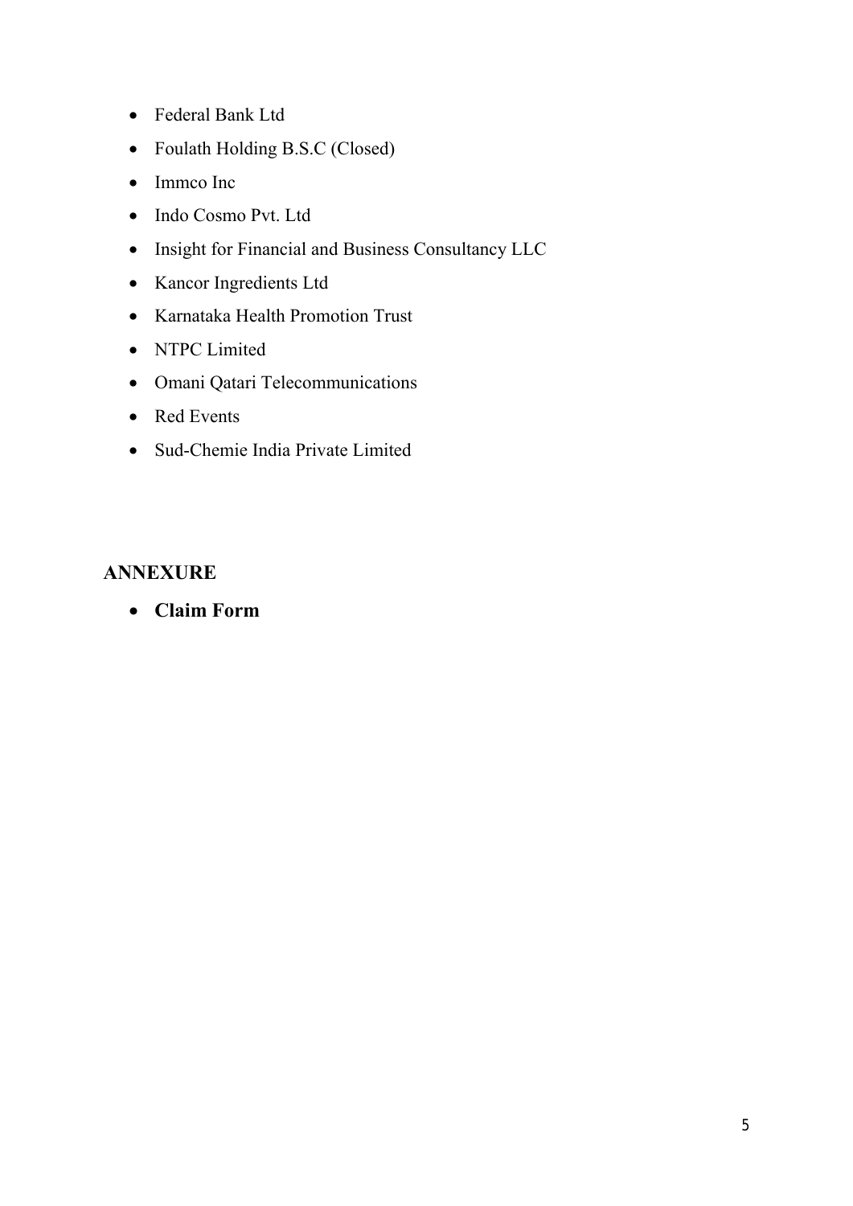- Federal Bank Ltd
- Foulath Holding B.S.C (Closed)
- Immco Inc
- Indo Cosmo Pvt. Ltd
- Insight for Financial and Business Consultancy LLC
- Kancor Ingredients Ltd
- Karnataka Health Promotion Trust
- NTPC Limited
- Omani Qatari Telecommunications
- Red Events
- Sud-Chemie India Private Limited

## ANNEXURE

- **Claim Form**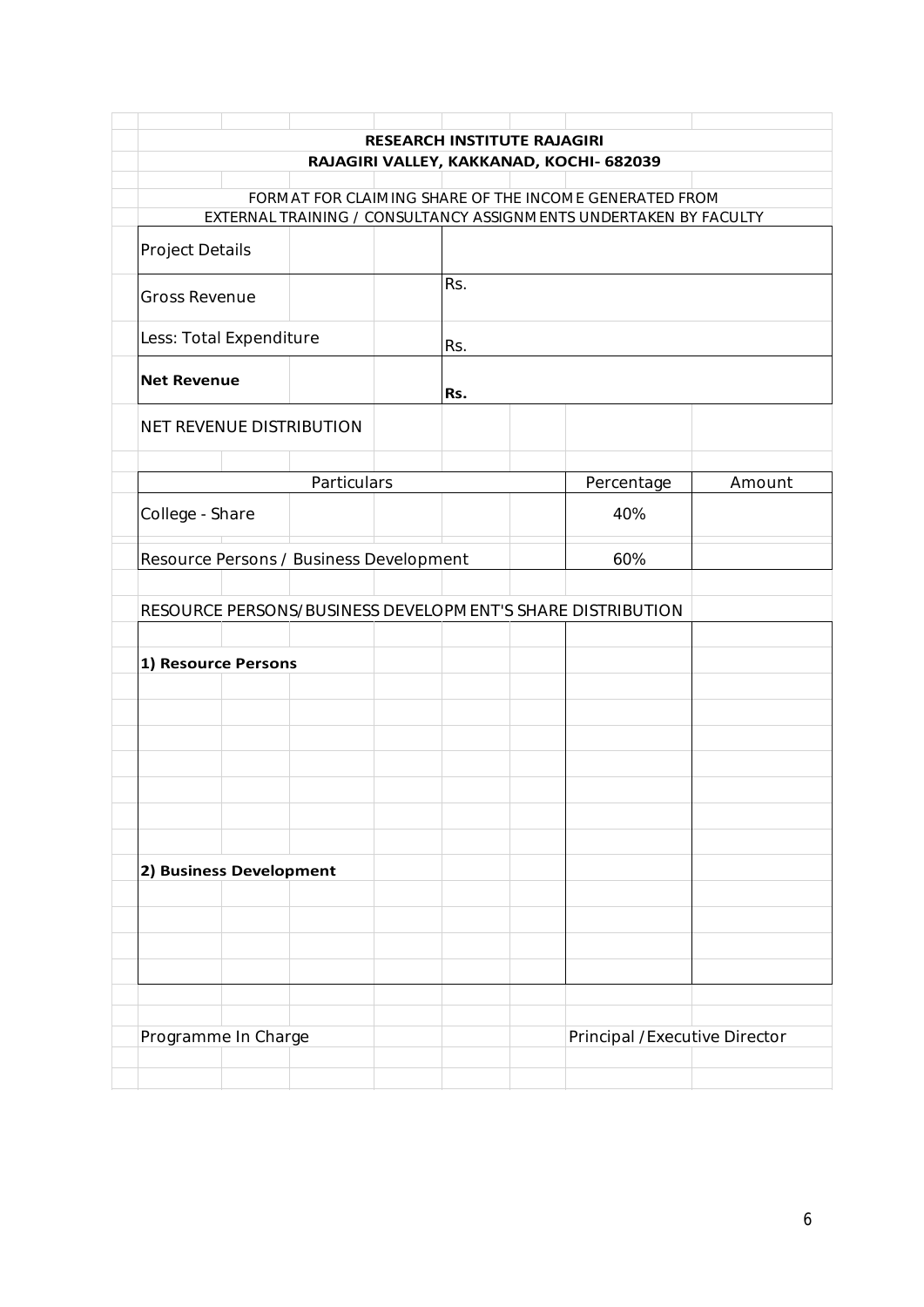**RESEARCH INSTITUTE RAJAGIRI**

**RAJAGIRI VALLEY, KAKKANAD, KOCHI- 682039**

FORMAT FOR CLAIMING SHARE OF THE INCOME GENERATED FROM
EXTERNAL TRAINING / CONSULTANCY ASSIGNMENTS UNDERTAKEN BY FACULTY

| | |
|---|---|
| Project Details | |
| Gross Revenue | Rs. |
| Less: Total Expenditure | Rs. |
| **Net Revenue** | **Rs.** |

NET REVENUE DISTRIBUTION

| Particulars | Percentage | Amount |
|---|---|---|
| College - Share | 40% | |
| Resource Persons / Business Development | 60% | |

RESOURCE PERSONS/BUSINESS DEVELOPMENT'S SHARE DISTRIBUTION

| | | |
|---|---|---|
| **1) Resource Persons** | | |
| | | |
| | | |
| | | |
| | | |
| | | |
| | | |
| **2) Business Development** | | |
| | | |
| | | |
| | | |
| | | |

Programme In Charge

Principal /Executive Director